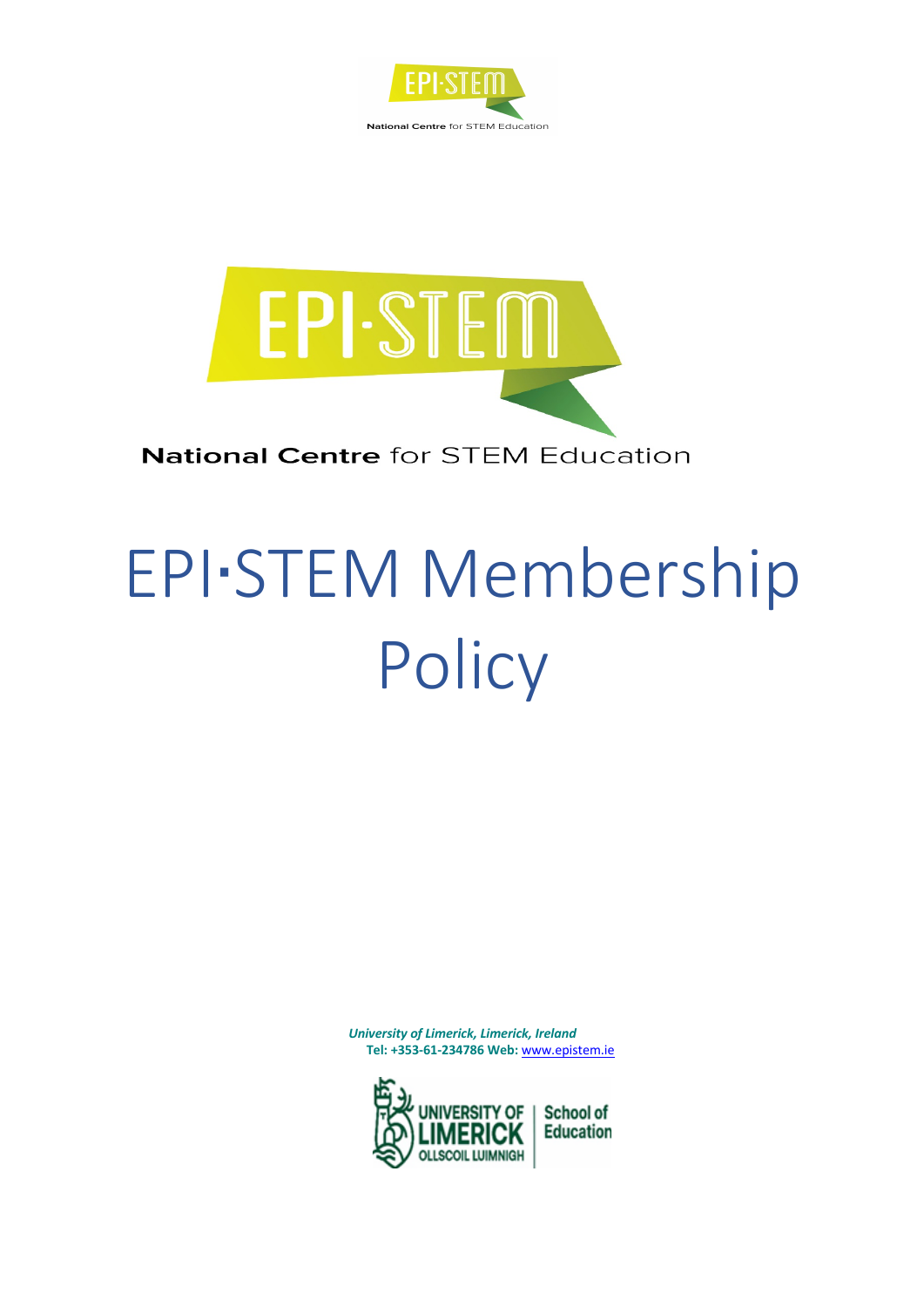EPI·STEM

National Centre for STEM Education

EPI·STEM

National Centre for STEM Education

# EPI·STEM Membership Policy

*University of Limerick, Limerick, Ireland*
**Tel: +353-61-234786 Web:** www.epistem.ie

UNIVERSITY OF LIMERICK
OLLSCOIL LUIMNIGH
School of Education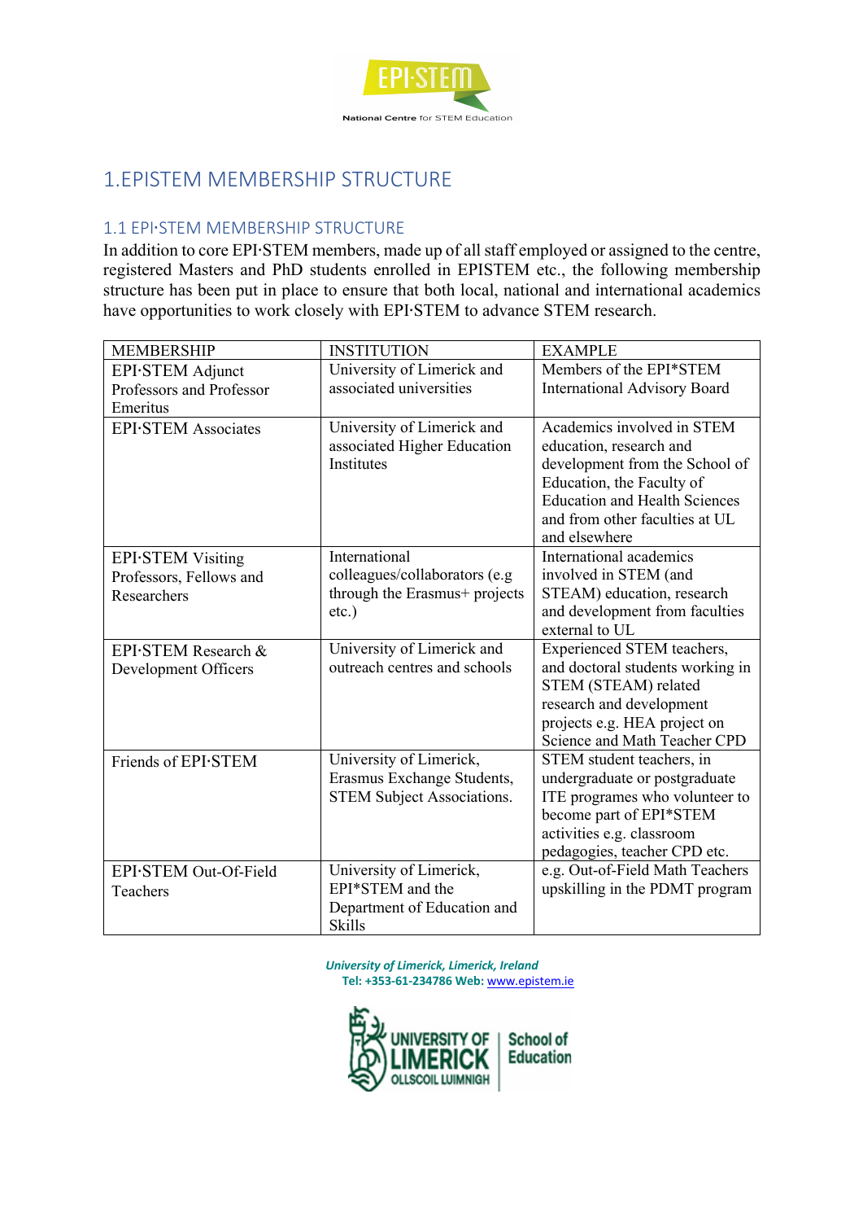# 1.EPISTEM MEMBERSHIP STRUCTURE

## 1.1 EPI·STEM MEMBERSHIP STRUCTURE

In addition to core EPI·STEM members, made up of all staff employed or assigned to the centre, registered Masters and PhD students enrolled in EPISTEM etc., the following membership structure has been put in place to ensure that both local, national and international academics have opportunities to work closely with EPI·STEM to advance STEM research.

| MEMBERSHIP | INSTITUTION | EXAMPLE |
|---|---|---|
| EPI·STEM Adjunct Professors and Professor Emeritus | University of Limerick and associated universities | Members of the EPI*STEM International Advisory Board |
| EPI·STEM Associates | University of Limerick and associated Higher Education Institutes | Academics involved in STEM education, research and development from the School of Education, the Faculty of Education and Health Sciences and from other faculties at UL and elsewhere |
| EPI·STEM Visiting Professors, Fellows and Researchers | International colleagues/collaborators (e.g through the Erasmus+ projects etc.) | International academics involved in STEM (and STEAM) education, research and development from faculties external to UL |
| EPI·STEM Research & Development Officers | University of Limerick and outreach centres and schools | Experienced STEM teachers, and doctoral students working in STEM (STEAM) related research and development projects e.g. HEA project on Science and Math Teacher CPD |
| Friends of EPI·STEM | University of Limerick, Erasmus Exchange Students, STEM Subject Associations. | STEM student teachers, in undergraduate or postgraduate ITE programes who volunteer to become part of EPI*STEM activities e.g. classroom pedagogies, teacher CPD etc. |
| EPI·STEM Out-Of-Field Teachers | University of Limerick, EPI*STEM and the Department of Education and Skills | e.g. Out-of-Field Math Teachers upskilling in the PDMT program |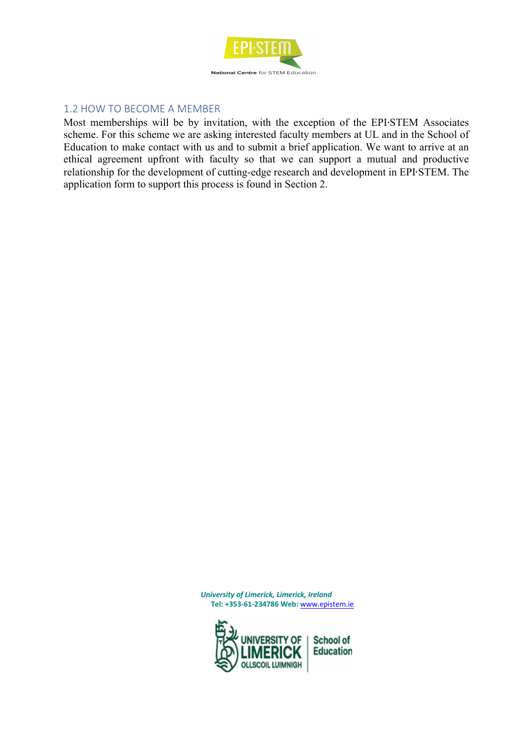## 1.2 HOW TO BECOME A MEMBER

Most memberships will be by invitation, with the exception of the EPI·STEM Associates scheme. For this scheme we are asking interested faculty members at UL and in the School of Education to make contact with us and to submit a brief application. We want to arrive at an ethical agreement upfront with faculty so that we can support a mutual and productive relationship for the development of cutting-edge research and development in EPI·STEM. The application form to support this process is found in Section 2.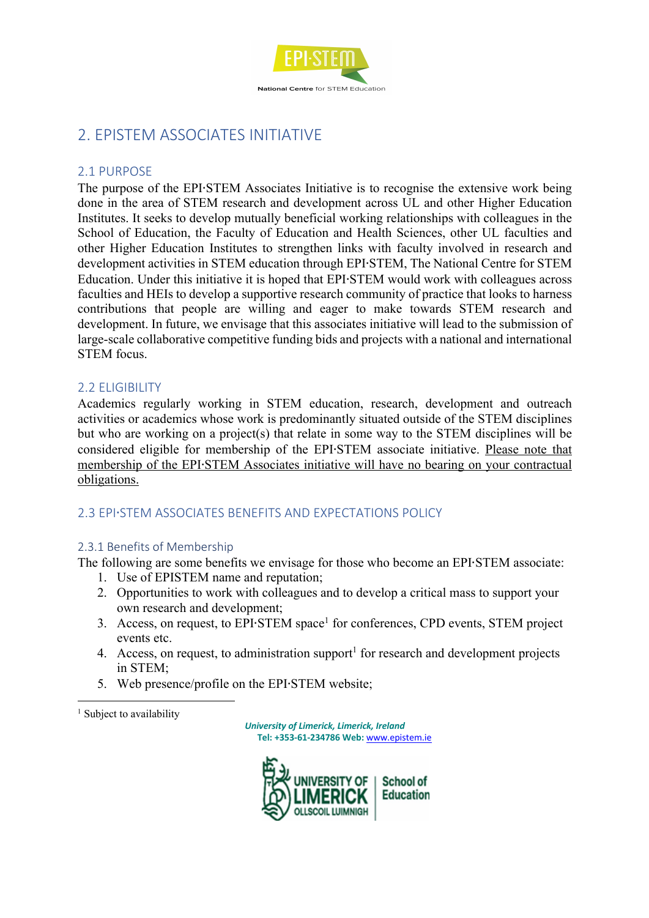## 2. EPISTEM ASSOCIATES INITIATIVE

### 2.1 PURPOSE

The purpose of the EPI·STEM Associates Initiative is to recognise the extensive work being done in the area of STEM research and development across UL and other Higher Education Institutes. It seeks to develop mutually beneficial working relationships with colleagues in the School of Education, the Faculty of Education and Health Sciences, other UL faculties and other Higher Education Institutes to strengthen links with faculty involved in research and development activities in STEM education through EPI·STEM, The National Centre for STEM Education. Under this initiative it is hoped that EPI·STEM would work with colleagues across faculties and HEIs to develop a supportive research community of practice that looks to harness contributions that people are willing and eager to make towards STEM research and development. In future, we envisage that this associates initiative will lead to the submission of large-scale collaborative competitive funding bids and projects with a national and international STEM focus.

### 2.2 ELIGIBILITY

Academics regularly working in STEM education, research, development and outreach activities or academics whose work is predominantly situated outside of the STEM disciplines but who are working on a project(s) that relate in some way to the STEM disciplines will be considered eligible for membership of the EPI·STEM associate initiative. Please note that membership of the EPI·STEM Associates initiative will have no bearing on your contractual obligations.

### 2.3 EPI·STEM ASSOCIATES BENEFITS AND EXPECTATIONS POLICY

#### 2.3.1 Benefits of Membership

The following are some benefits we envisage for those who become an EPI·STEM associate:

1. Use of EPISTEM name and reputation;
2. Opportunities to work with colleagues and to develop a critical mass to support your own research and development;
3. Access, on request, to EPI·STEM space[1] for conferences, CPD events, STEM project events etc.
4. Access, on request, to administration support[1] for research and development projects in STEM;
5. Web presence/profile on the EPI·STEM website;

[1] Subject to availability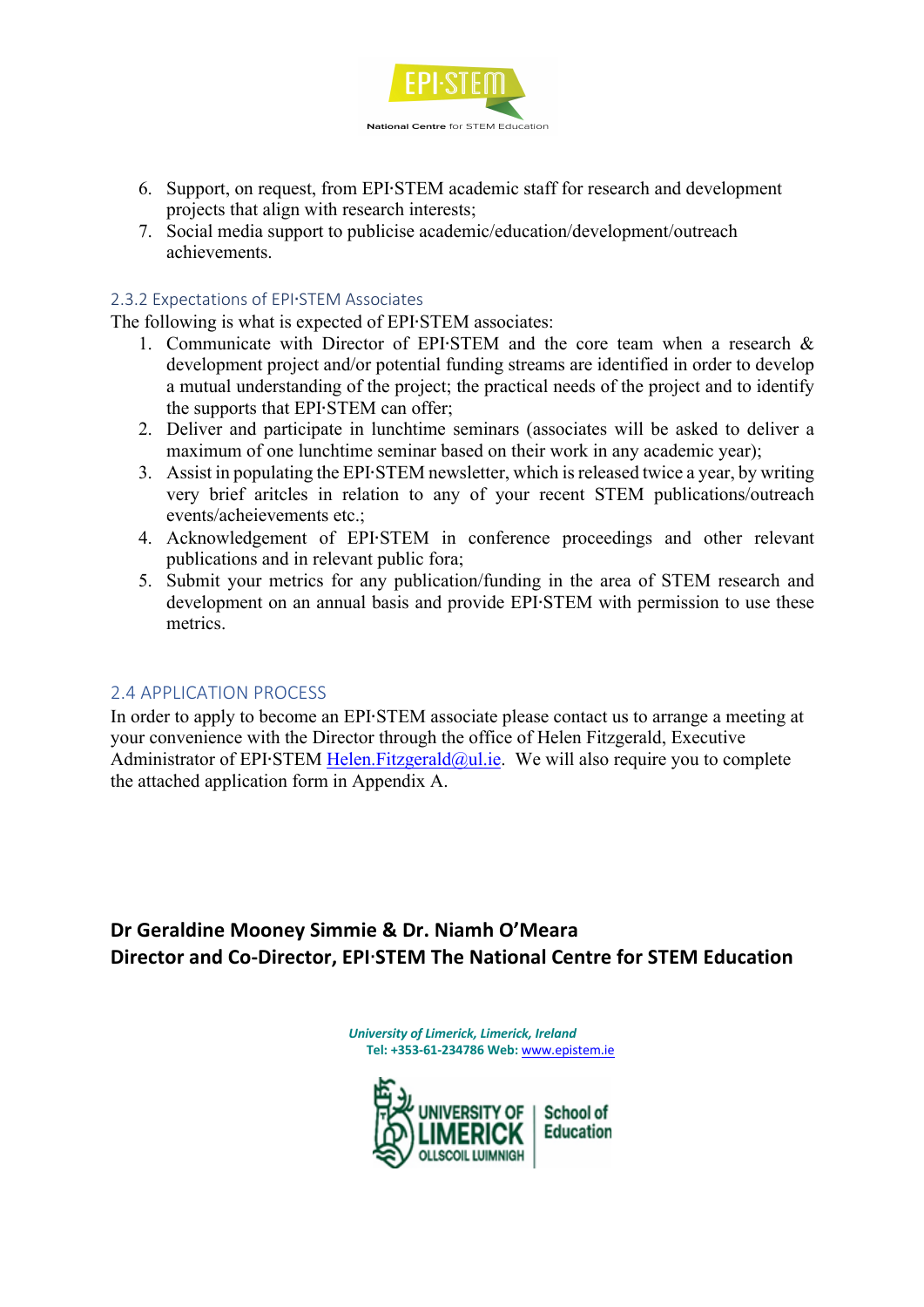6. Support, on request, from EPI·STEM academic staff for research and development projects that align with research interests;
7. Social media support to publicise academic/education/development/outreach achievements.

### 2.3.2 Expectations of EPI·STEM Associates

The following is what is expected of EPI·STEM associates:

1. Communicate with Director of EPI·STEM and the core team when a research & development project and/or potential funding streams are identified in order to develop a mutual understanding of the project; the practical needs of the project and to identify the supports that EPI·STEM can offer;
2. Deliver and participate in lunchtime seminars (associates will be asked to deliver a maximum of one lunchtime seminar based on their work in any academic year);
3. Assist in populating the EPI·STEM newsletter, which is released twice a year, by writing very brief aritcles in relation to any of your recent STEM publications/outreach events/acheievements etc.;
4. Acknowledgement of EPI·STEM in conference proceedings and other relevant publications and in relevant public fora;
5. Submit your metrics for any publication/funding in the area of STEM research and development on an annual basis and provide EPI·STEM with permission to use these metrics.

## 2.4 APPLICATION PROCESS

In order to apply to become an EPI·STEM associate please contact us to arrange a meeting at your convenience with the Director through the office of Helen Fitzgerald, Executive Administrator of EPI·STEM Helen.Fitzgerald@ul.ie. We will also require you to complete the attached application form in Appendix A.

**Dr Geraldine Mooney Simmie & Dr. Niamh O'Meara**
**Director and Co-Director, EPI·STEM The National Centre for STEM Education**

*University of Limerick, Limerick, Ireland*
**Tel: +353-61-234786 Web:** www.epistem.ie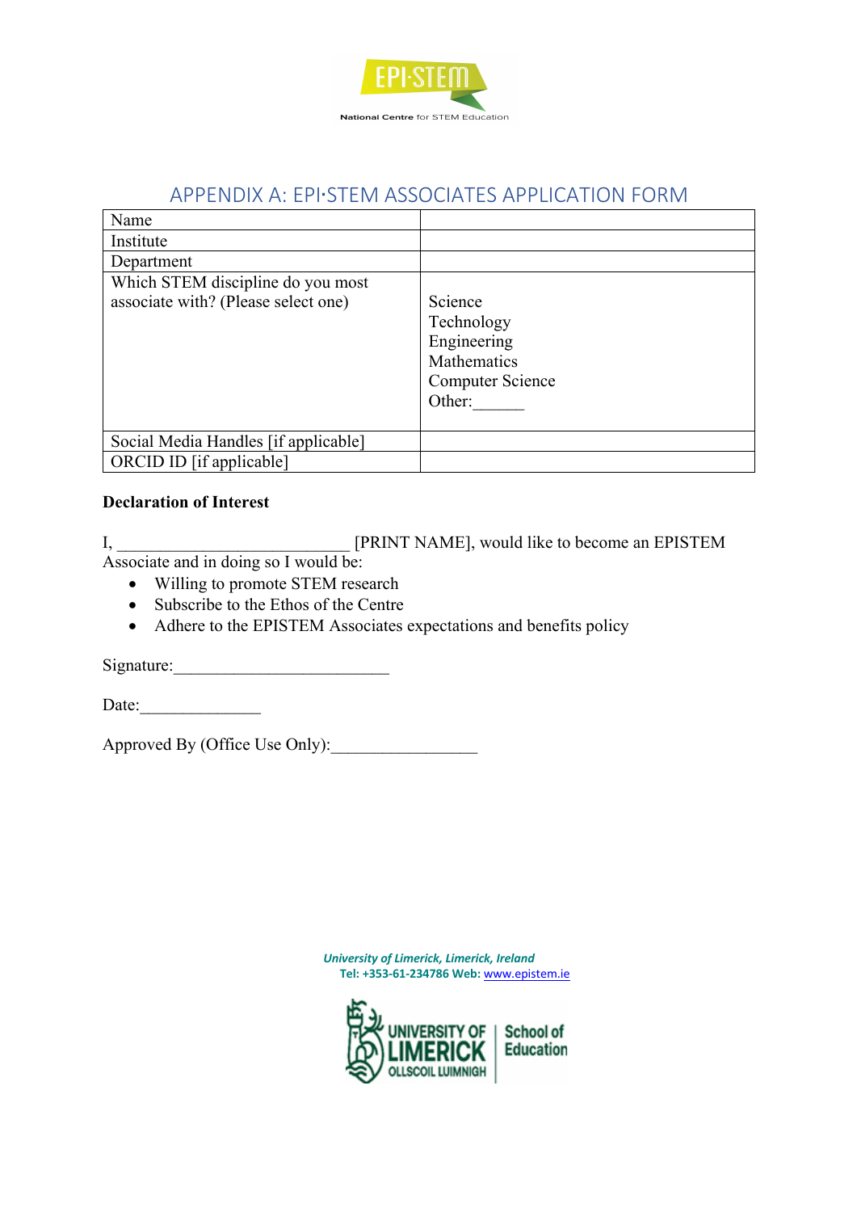# APPENDIX A: EPI·STEM ASSOCIATES APPLICATION FORM

| | |
|---|---|
| Name | |
| Institute | |
| Department | |
| Which STEM discipline do you most associate with? (Please select one) | Science<br>Technology<br>Engineering<br>Mathematics<br>Computer Science<br>Other:______ |
| Social Media Handles [if applicable] | |
| ORCID ID [if applicable] | |

**Declaration of Interest**

I, ___________________________ [PRINT NAME], would like to become an EPISTEM Associate and in doing so I would be:

- Willing to promote STEM research
- Subscribe to the Ethos of the Centre
- Adhere to the EPISTEM Associates expectations and benefits policy

Signature:_________________________

Date:______________

Approved By (Office Use Only):_________________

*University of Limerick, Limerick, Ireland*
**Tel: +353-61-234786 Web:** www.epistem.ie